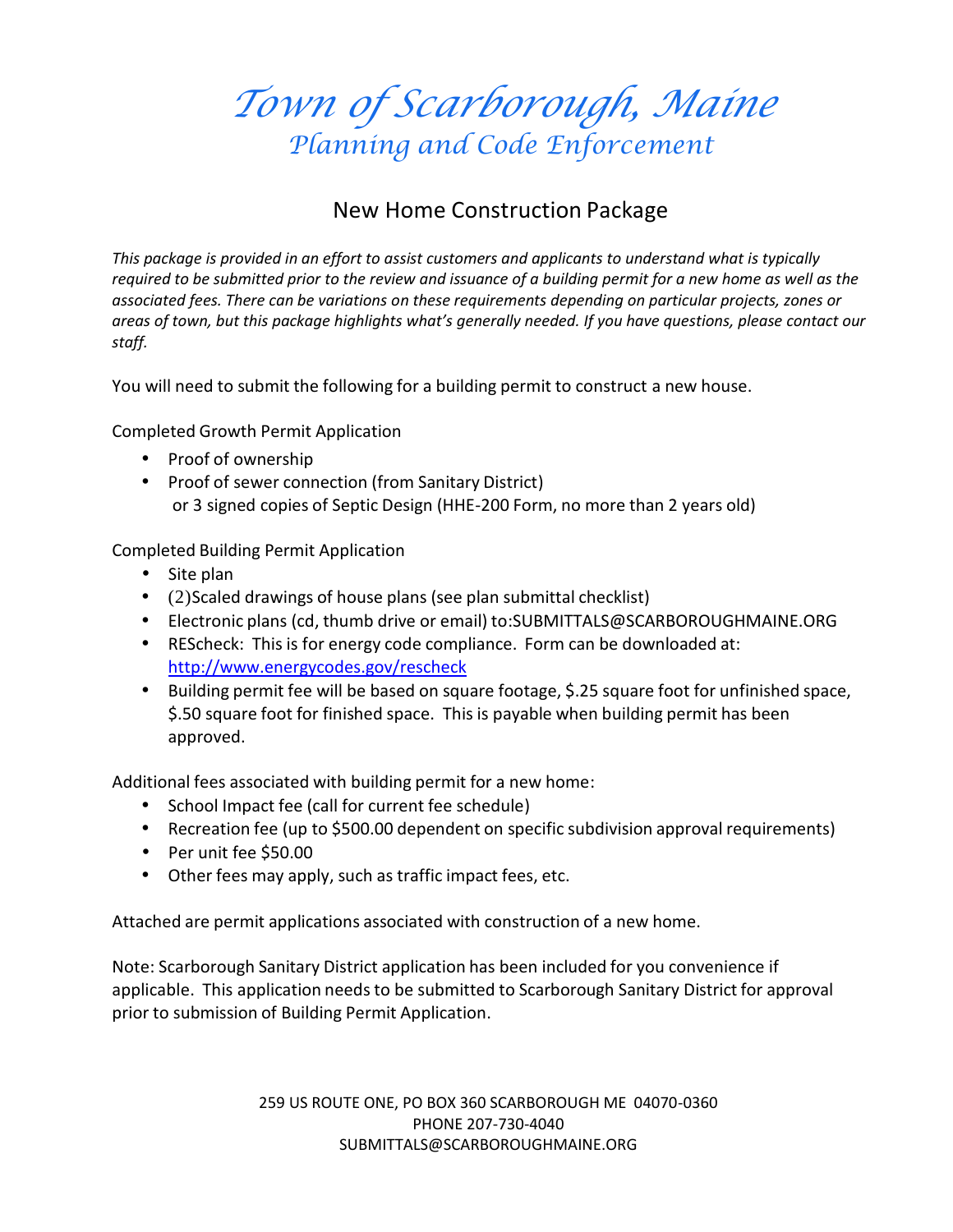# Town of Scarborough, Maine
## Planning and Code Enforcement

### New Home Construction Package

*This package is provided in an effort to assist customers and applicants to understand what is typically required to be submitted prior to the review and issuance of a building permit for a new home as well as the associated fees. There can be variations on these requirements depending on particular projects, zones or areas of town, but this package highlights what's generally needed. If you have questions, please contact our staff.*

You will need to submit the following for a building permit to construct a new house.

Completed Growth Permit Application

- Proof of ownership
- Proof of sewer connection (from Sanitary District)
  or 3 signed copies of Septic Design (HHE-200 Form, no more than 2 years old)

Completed Building Permit Application

- Site plan
- (2)Scaled drawings of house plans (see plan submittal checklist)
- Electronic plans (cd, thumb drive or email) to:SUBMITTALS@SCARBOROUGHMAINE.ORG
- REScheck: This is for energy code compliance. Form can be downloaded at: [http://www.energycodes.gov/rescheck](http://www.energycodes.gov/rescheck)
- Building permit fee will be based on square footage, $.25 square foot for unfinished space, $.50 square foot for finished space. This is payable when building permit has been approved.

Additional fees associated with building permit for a new home:

- School Impact fee (call for current fee schedule)
- Recreation fee (up to $500.00 dependent on specific subdivision approval requirements)
- Per unit fee $50.00
- Other fees may apply, such as traffic impact fees, etc.

Attached are permit applications associated with construction of a new home.

Note: Scarborough Sanitary District application has been included for you convenience if applicable. This application needs to be submitted to Scarborough Sanitary District for approval prior to submission of Building Permit Application.

259 US ROUTE ONE, PO BOX 360 SCARBOROUGH ME 04070-0360
PHONE 207-730-4040
SUBMITTALS@SCARBOROUGHMAINE.ORG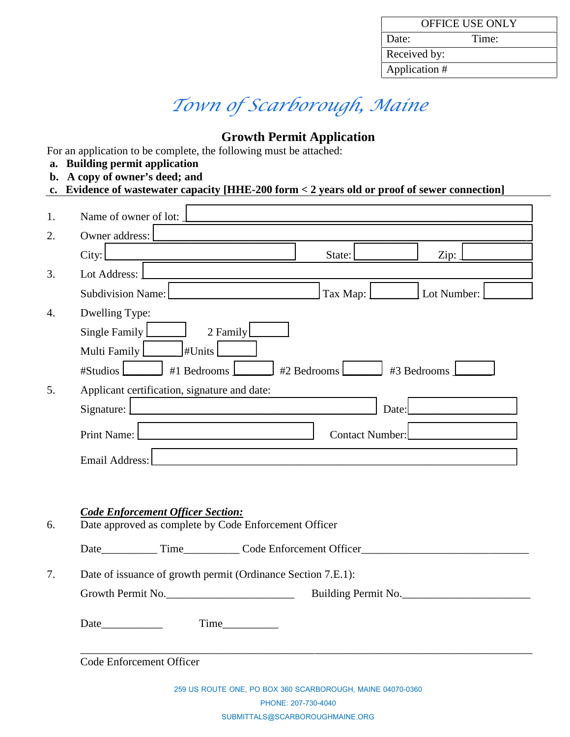| OFFICE USE ONLY | |
|---|---|
| Date: | Time: |
| Received by: | |
| Application # | |

# *Town of Scarborough, Maine*

## Growth Permit Application

For an application to be complete, the following must be attached:

- **a. Building permit application**
- **b. A copy of owner's deed; and**
- **c. Evidence of wastewater capacity [HHE-200 form < 2 years old or proof of sewer connection]**

---

1. Name of owner of lot: ____________________

2. Owner address: ____________________

   City: ____________ State: ________ Zip: ________

3. Lot Address: ____________________

   Subdivision Name: ____________ Tax Map: ________ Lot Number: ________

4. Dwelling Type:

   Single Family ______ 2 Family ______

   Multi Family ______ #Units ______

   #Studios ______ #1 Bedrooms ______ #2 Bedrooms ______ #3 Bedrooms ______

5. Applicant certification, signature and date:

   Signature: ____________________ Date: ____________

   Print Name: ____________________ Contact Number: ____________

   Email Address: ____________________

***Code Enforcement Officer Section:***

6. Date approved as complete by Code Enforcement Officer

   Date__________ Time__________ Code Enforcement Officer_____________________________

7. Date of issuance of growth permit (Ordinance Section 7.E.1):

   Growth Permit No.________________________ Building Permit No.________________________

   Date___________ Time__________

   ______________________________________________________________________________

   Code Enforcement Officer

259 US ROUTE ONE, PO BOX 360 SCARBOROUGH, MAINE 04070-0360

PHONE: 207-730-4040

SUBMITTALS@SCARBOROUGHMAINE.ORG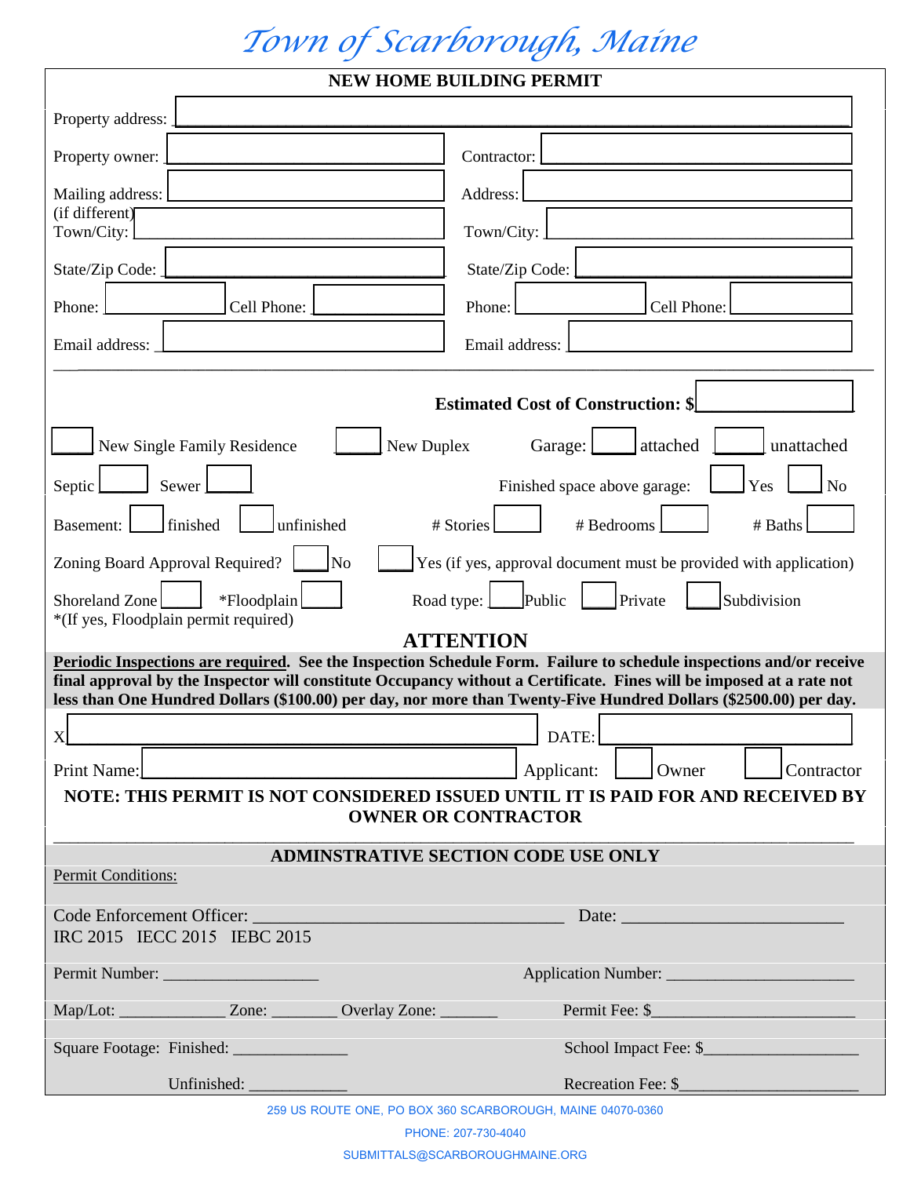# Town of Scarborough, Maine

## NEW HOME BUILDING PERMIT

Property address: ______________________________

Property owner: ______________________ Contractor: ______________________

Mailing address: ______________________ Address: ______________________
(if different)
Town/City: ______________________ Town/City: ______________________

State/Zip Code: ______________________ State/Zip Code: ______________________

Phone: __________ Cell Phone: __________ Phone: __________ Cell Phone: __________

Email address: ______________________ Email address: ______________________

---

**Estimated Cost of Construction: $**__________

_____ New Single Family Residence _____ New Duplex Garage: _____ attached _____ unattached

Septic _____ Sewer _____ Finished space above garage: _____ Yes _____ No

Basement: _____ finished _____ unfinished # Stories _____ # Bedrooms _____ # Baths _____

Zoning Board Approval Required? _____ No _____ Yes (if yes, approval document must be provided with application)

Shoreland Zone _____ *Floodplain _____ Road type: _____ Public _____ Private _____ Subdivision
*(If yes, Floodplain permit required)

## ATTENTION

**Periodic Inspections are required. See the Inspection Schedule Form. Failure to schedule inspections and/or receive final approval by the Inspector will constitute Occupancy without a Certificate. Fines will be imposed at a rate not less than One Hundred Dollars ($100.00) per day, nor more than Twenty-Five Hundred Dollars ($2500.00) per day.**

X______________________________ DATE: __________

Print Name: ______________________ Applicant: _____ Owner _____ Contractor

**NOTE: THIS PERMIT IS NOT CONSIDERED ISSUED UNTIL IT IS PAID FOR AND RECEIVED BY OWNER OR CONTRACTOR**

---

### ADMINSTRATIVE SECTION CODE USE ONLY

Permit Conditions:

Code Enforcement Officer: ______________________ Date: ______________________

IRC 2015 IECC 2015 IEBC 2015

Permit Number: ______________________ Application Number: ______________________

Map/Lot: __________ Zone: __________ Overlay Zone: __________ Permit Fee: $__________

Square Footage: Finished: __________ School Impact Fee: $__________

Unfinished: __________ Recreation Fee: $__________

259 US ROUTE ONE, PO BOX 360 SCARBOROUGH, MAINE 04070-0360

PHONE: 207-730-4040

SUBMITTALS@SCARBOROUGHMAINE.ORG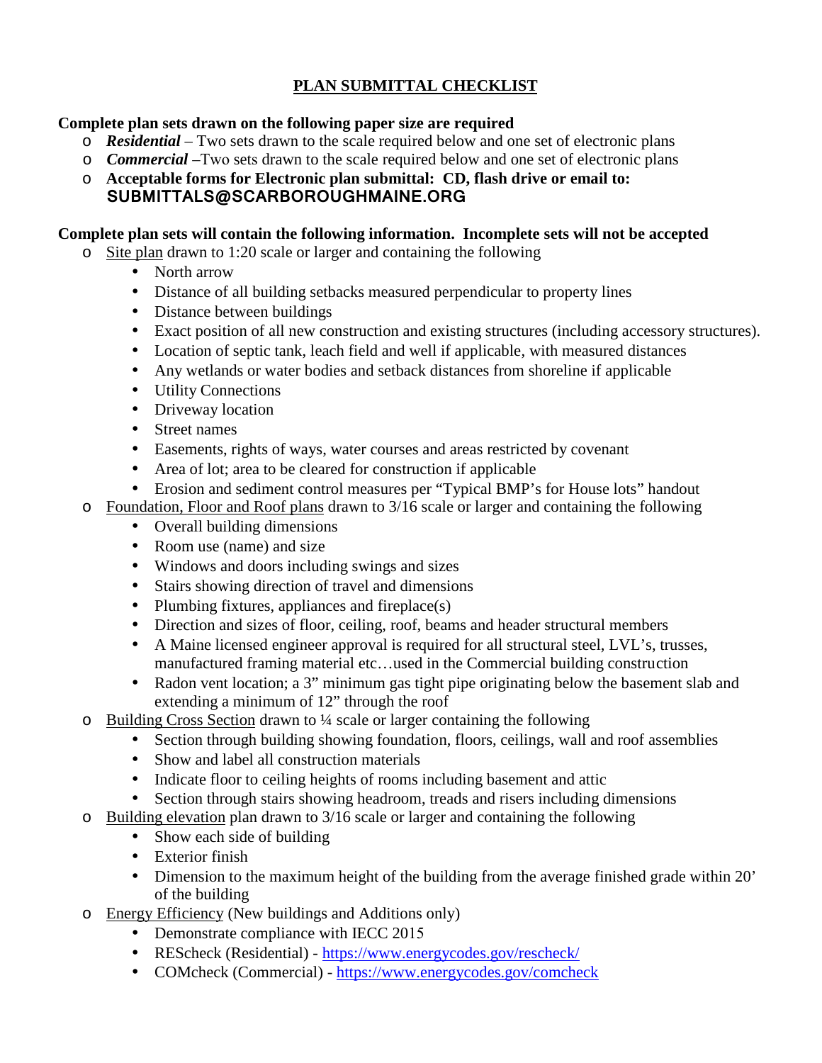# PLAN SUBMITTAL CHECKLIST

**Complete plan sets drawn on the following paper size are required**

- ***Residential*** – Two sets drawn to the scale required below and one set of electronic plans
- ***Commercial*** –Two sets drawn to the scale required below and one set of electronic plans
- **Acceptable forms for Electronic plan submittal: CD, flash drive or email to: SUBMITTALS@SCARBOROUGHMAINE.ORG**

**Complete plan sets will contain the following information. Incomplete sets will not be accepted**

- Site plan drawn to 1:20 scale or larger and containing the following
  - North arrow
  - Distance of all building setbacks measured perpendicular to property lines
  - Distance between buildings
  - Exact position of all new construction and existing structures (including accessory structures).
  - Location of septic tank, leach field and well if applicable, with measured distances
  - Any wetlands or water bodies and setback distances from shoreline if applicable
  - Utility Connections
  - Driveway location
  - Street names
  - Easements, rights of ways, water courses and areas restricted by covenant
  - Area of lot; area to be cleared for construction if applicable
  - Erosion and sediment control measures per "Typical BMP's for House lots" handout
- Foundation, Floor and Roof plans drawn to 3/16 scale or larger and containing the following
  - Overall building dimensions
  - Room use (name) and size
  - Windows and doors including swings and sizes
  - Stairs showing direction of travel and dimensions
  - Plumbing fixtures, appliances and fireplace(s)
  - Direction and sizes of floor, ceiling, roof, beams and header structural members
  - A Maine licensed engineer approval is required for all structural steel, LVL's, trusses, manufactured framing material etc…used in the Commercial building construction
  - Radon vent location; a 3" minimum gas tight pipe originating below the basement slab and extending a minimum of 12" through the roof
- Building Cross Section drawn to ¼ scale or larger containing the following
  - Section through building showing foundation, floors, ceilings, wall and roof assemblies
  - Show and label all construction materials
  - Indicate floor to ceiling heights of rooms including basement and attic
  - Section through stairs showing headroom, treads and risers including dimensions
- Building elevation plan drawn to 3/16 scale or larger and containing the following
  - Show each side of building
  - Exterior finish
  - Dimension to the maximum height of the building from the average finished grade within 20' of the building
- Energy Efficiency (New buildings and Additions only)
  - Demonstrate compliance with IECC 2015
  - REScheck (Residential) - https://www.energycodes.gov/rescheck/
  - COMcheck (Commercial) - https://www.energycodes.gov/comcheck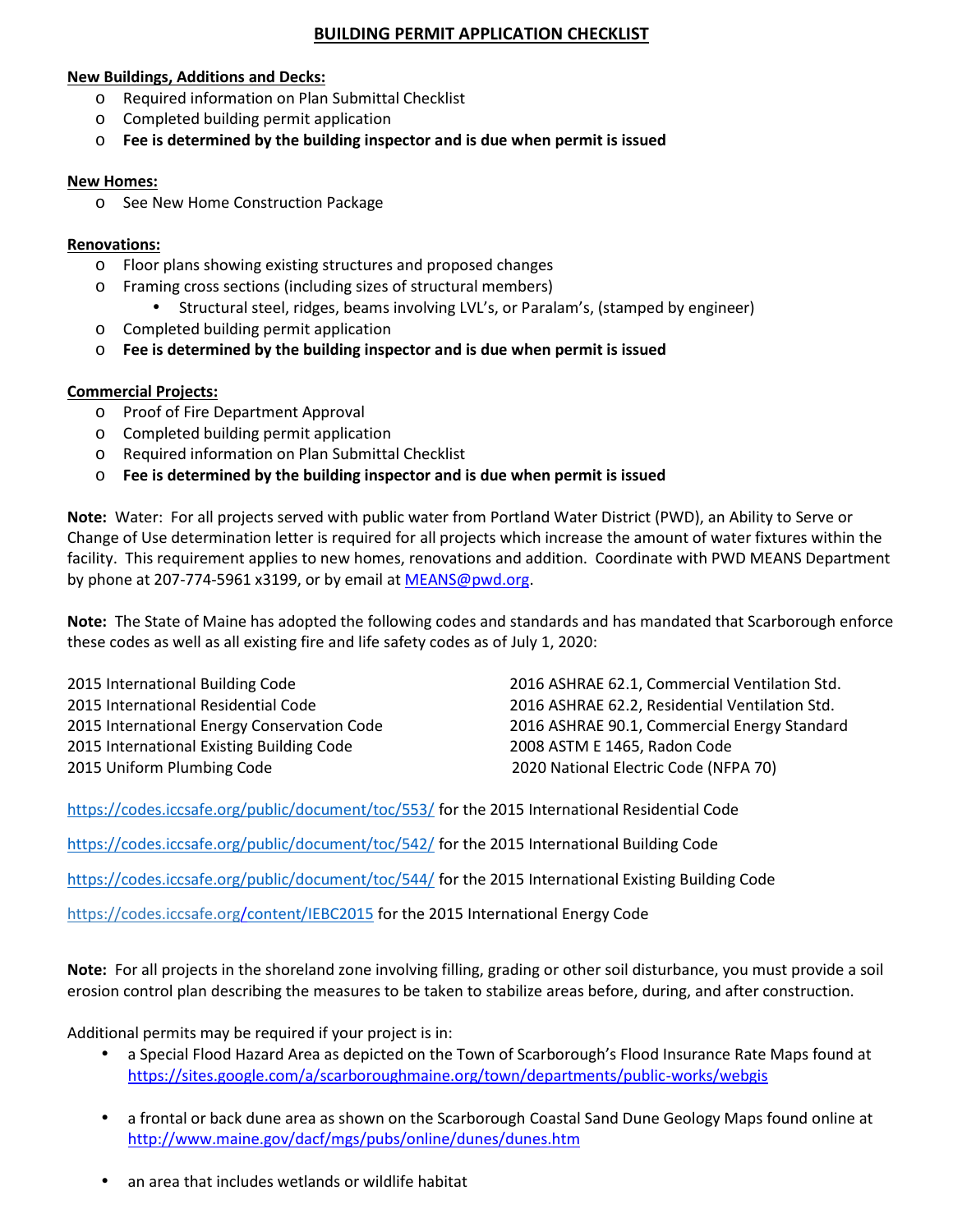# BUILDING PERMIT APPLICATION CHECKLIST

**New Buildings, Additions and Decks:**

- Required information on Plan Submittal Checklist
- Completed building permit application
- **Fee is determined by the building inspector and is due when permit is issued**

**New Homes:**

- See New Home Construction Package

**Renovations:**

- Floor plans showing existing structures and proposed changes
- Framing cross sections (including sizes of structural members)
  - Structural steel, ridges, beams involving LVL's, or Paralam's, (stamped by engineer)
- Completed building permit application
- **Fee is determined by the building inspector and is due when permit is issued**

**Commercial Projects:**

- Proof of Fire Department Approval
- Completed building permit application
- Required information on Plan Submittal Checklist
- **Fee is determined by the building inspector and is due when permit is issued**

**Note:** Water: For all projects served with public water from Portland Water District (PWD), an Ability to Serve or Change of Use determination letter is required for all projects which increase the amount of water fixtures within the facility. This requirement applies to new homes, renovations and addition. Coordinate with PWD MEANS Department by phone at 207-774-5961 x3199, or by email at MEANS@pwd.org.

**Note:** The State of Maine has adopted the following codes and standards and has mandated that Scarborough enforce these codes as well as all existing fire and life safety codes as of July 1, 2020:

2015 International Building Code
2015 International Residential Code
2015 International Energy Conservation Code
2015 International Existing Building Code
2015 Uniform Plumbing Code

2016 ASHRAE 62.1, Commercial Ventilation Std.
2016 ASHRAE 62.2, Residential Ventilation Std.
2016 ASHRAE 90.1, Commercial Energy Standard
2008 ASTM E 1465, Radon Code
2020 National Electric Code (NFPA 70)

https://codes.iccsafe.org/public/document/toc/553/ for the 2015 International Residential Code

https://codes.iccsafe.org/public/document/toc/542/ for the 2015 International Building Code

https://codes.iccsafe.org/public/document/toc/544/ for the 2015 International Existing Building Code

https://codes.iccsafe.org/content/IEBC2015 for the 2015 International Energy Code

**Note:** For all projects in the shoreland zone involving filling, grading or other soil disturbance, you must provide a soil erosion control plan describing the measures to be taken to stabilize areas before, during, and after construction.

Additional permits may be required if your project is in:

- a Special Flood Hazard Area as depicted on the Town of Scarborough's Flood Insurance Rate Maps found at https://sites.google.com/a/scarboroughmaine.org/town/departments/public-works/webgis
- a frontal or back dune area as shown on the Scarborough Coastal Sand Dune Geology Maps found online at http://www.maine.gov/dacf/mgs/pubs/online/dunes/dunes.htm
- an area that includes wetlands or wildlife habitat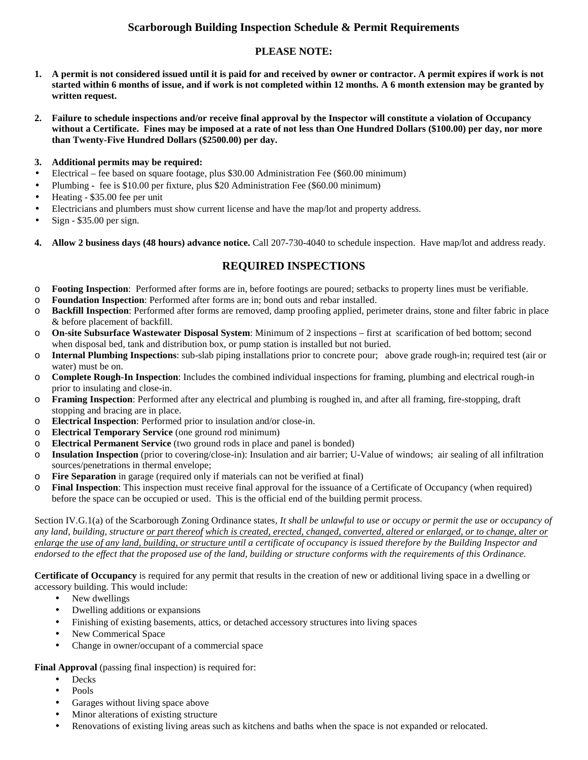# Scarborough Building Inspection Schedule & Permit Requirements

## PLEASE NOTE:

1. **A permit is not considered issued until it is paid for and received by owner or contractor. A permit expires if work is not started within 6 months of issue, and if work is not completed within 12 months. A 6 month extension may be granted by written request.**

2. **Failure to schedule inspections and/or receive final approval by the Inspector will constitute a violation of Occupancy without a Certificate. Fines may be imposed at a rate of not less than One Hundred Dollars ($100.00) per day, nor more than Twenty-Five Hundred Dollars ($2500.00) per day.**

3. **Additional permits may be required:**
   - Electrical – fee based on square footage, plus $30.00 Administration Fee ($60.00 minimum)
   - Plumbing - fee is $10.00 per fixture, plus $20 Administration Fee ($60.00 minimum)
   - Heating - $35.00 fee per unit
   - Electricians and plumbers must show current license and have the map/lot and property address.
   - Sign - $35.00 per sign.

4. **Allow 2 business days (48 hours) advance notice.** Call 207-730-4040 to schedule inspection. Have map/lot and address ready.

## REQUIRED INSPECTIONS

- **Footing Inspection**: Performed after forms are in, before footings are poured; setbacks to property lines must be verifiable.
- **Foundation Inspection**: Performed after forms are in; bond outs and rebar installed.
- **Backfill Inspection**: Performed after forms are removed, damp proofing applied, perimeter drains, stone and filter fabric in place & before placement of backfill.
- **On-site Subsurface Wastewater Disposal System**: Minimum of 2 inspections – first at scarification of bed bottom; second when disposal bed, tank and distribution box, or pump station is installed but not buried.
- **Internal Plumbing Inspections**: sub-slab piping installations prior to concrete pour; above grade rough-in; required test (air or water) must be on.
- **Complete Rough-In Inspection**: Includes the combined individual inspections for framing, plumbing and electrical rough-in prior to insulating and close-in.
- **Framing Inspection**: Performed after any electrical and plumbing is roughed in, and after all framing, fire-stopping, draft stopping and bracing are in place.
- **Electrical Inspection**: Performed prior to insulation and/or close-in.
- **Electrical Temporary Service** (one ground rod minimum)
- **Electrical Permanent Service** (two ground rods in place and panel is bonded)
- **Insulation Inspection** (prior to covering/close-in): Insulation and air barrier; U-Value of windows; air sealing of all infiltration sources/penetrations in thermal envelope;
- **Fire Separation** in garage (required only if materials can not be verified at final)
- **Final Inspection**: This inspection must receive final approval for the issuance of a Certificate of Occupancy (when required) before the space can be occupied or used. This is the official end of the building permit process.

Section IV.G.1(a) of the Scarborough Zoning Ordinance states, *It shall be unlawful to use or occupy or permit the use or occupancy of any land, building, structure <u>or part thereof</u> <u>which is created, erected, changed, converted, altered or enlarged, or to change, alter or enlarge the use of any land, building, or structure</u> until a certificate of occupancy is issued therefore by the Building Inspector and endorsed to the effect that the proposed use of the land, building or structure conforms with the requirements of this Ordinance.*

**Certificate of Occupancy** is required for any permit that results in the creation of new or additional living space in a dwelling or accessory building. This would include:

- New dwellings
- Dwelling additions or expansions
- Finishing of existing basements, attics, or detached accessory structures into living spaces
- New Commerical Space
- Change in owner/occupant of a commercial space

**Final Approval** (passing final inspection) is required for:

- Decks
- Pools
- Garages without living space above
- Minor alterations of existing structure
- Renovations of existing living areas such as kitchens and baths when the space is not expanded or relocated.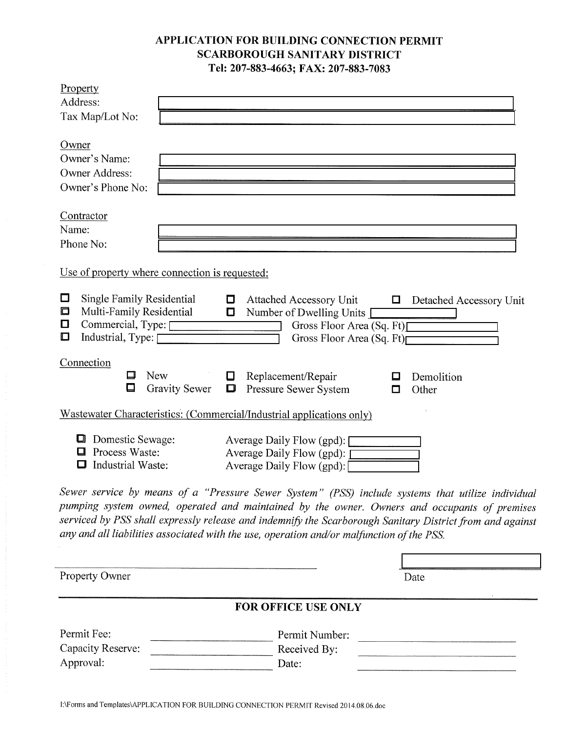# APPLICATION FOR BUILDING CONNECTION PERMIT
# SCARBOROUGH SANITARY DISTRICT
**Tel: 207-883-4663; FAX: 207-883-7083**

<u>Property</u>

Address: ______________________

Tax Map/Lot No: ______________________

<u>Owner</u>

Owner's Name: ______________________

Owner Address: ______________________

Owner's Phone No: ______________________

<u>Contractor</u>

Name: ______________________

Phone No: ______________________

<u>Use of property where connection is requested:</u>

- ☐ Single Family Residential ☐ Attached Accessory Unit ☐ Detached Accessory Unit
- ☐ Multi-Family Residential ☐ Number of Dwelling Units ______
- ☐ Commercial, Type: ______ Gross Floor Area (Sq. Ft) ______
- ☐ Industrial, Type: ______ Gross Floor Area (Sq. Ft) ______

<u>Connection</u>

- ☐ New ☐ Replacement/Repair ☐ Demolition
- ☐ Gravity Sewer ☐ Pressure Sewer System ☐ Other

<u>Wastewater Characteristics: (Commercial/Industrial applications only)</u>

- ☐ Domestic Sewage: Average Daily Flow (gpd): ______
- ☐ Process Waste: Average Daily Flow (gpd): ______
- ☐ Industrial Waste: Average Daily Flow (gpd): ______

*Sewer service by means of a "Pressure Sewer System" (PSS) include systems that utilize individual pumping system owned, operated and maintained by the owner. Owners and occupants of premises serviced by PSS shall expressly release and indemnify the Scarborough Sanitary District from and against any and all liabilities associated with the use, operation and/or malfunction of the PSS.*

______________________ ______________

Property Owner Date

## FOR OFFICE USE ONLY

Permit Fee: ______________ Permit Number: ______________

Capacity Reserve: ______________ Received By: ______________

Approval: ______________ Date: ______________

I:\Forms and Templates\APPLICATION FOR BUILDING CONNECTION PERMIT Revised 2014.08.06.doc